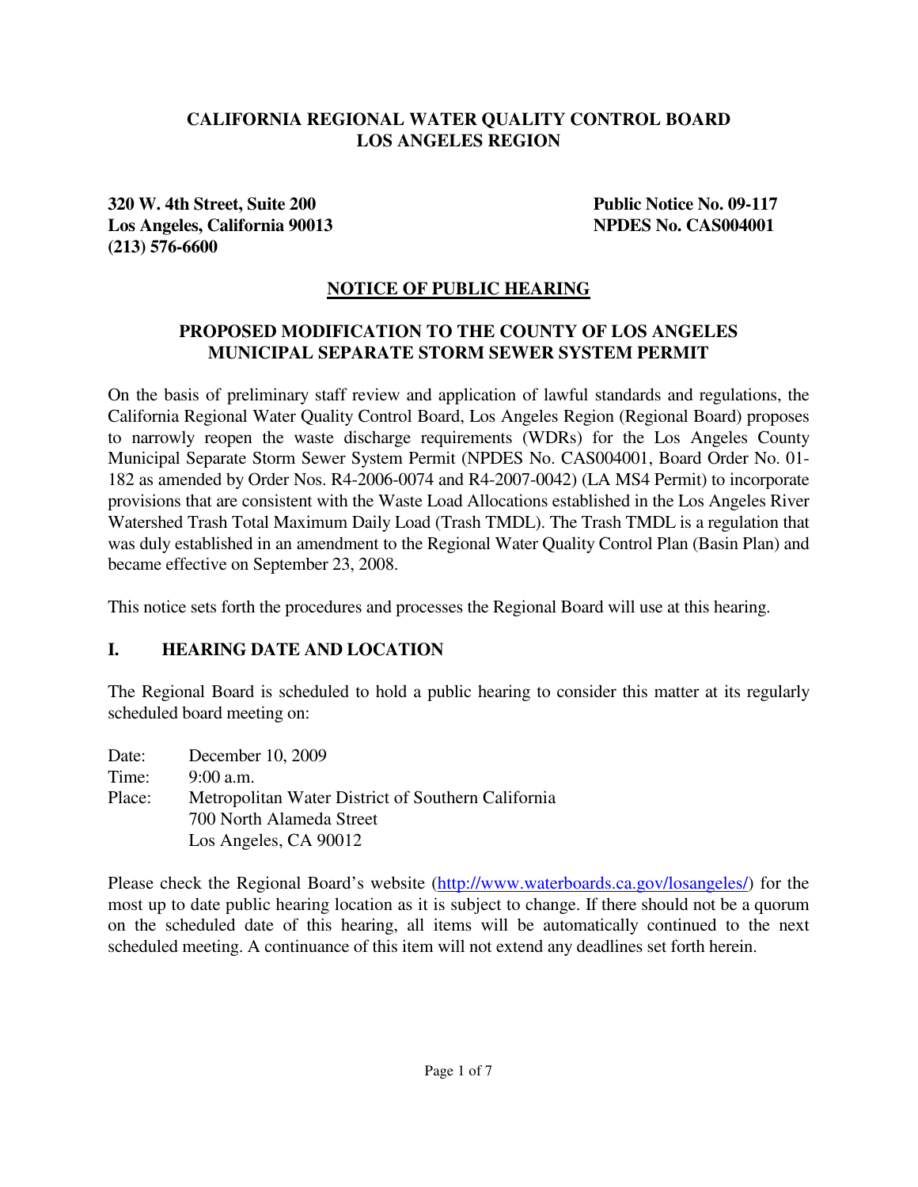**CALIFORNIA REGIONAL WATER QUALITY CONTROL BOARD**
**LOS ANGELES REGION**

**320 W. 4th Street, Suite 200**
**Los Angeles, California 90013**
**(213) 576-6600**

**Public Notice No. 09-117**
**NPDES No. CAS004001**

## NOTICE OF PUBLIC HEARING

### PROPOSED MODIFICATION TO THE COUNTY OF LOS ANGELES MUNICIPAL SEPARATE STORM SEWER SYSTEM PERMIT

On the basis of preliminary staff review and application of lawful standards and regulations, the California Regional Water Quality Control Board, Los Angeles Region (Regional Board) proposes to narrowly reopen the waste discharge requirements (WDRs) for the Los Angeles County Municipal Separate Storm Sewer System Permit (NPDES No. CAS004001, Board Order No. 01-182 as amended by Order Nos. R4-2006-0074 and R4-2007-0042) (LA MS4 Permit) to incorporate provisions that are consistent with the Waste Load Allocations established in the Los Angeles River Watershed Trash Total Maximum Daily Load (Trash TMDL). The Trash TMDL is a regulation that was duly established in an amendment to the Regional Water Quality Control Plan (Basin Plan) and became effective on September 23, 2008.

This notice sets forth the procedures and processes the Regional Board will use at this hearing.

## I. HEARING DATE AND LOCATION

The Regional Board is scheduled to hold a public hearing to consider this matter at its regularly scheduled board meeting on:

Date: December 10, 2009
Time: 9:00 a.m.
Place: Metropolitan Water District of Southern California
700 North Alameda Street
Los Angeles, CA 90012

Please check the Regional Board's website (http://www.waterboards.ca.gov/losangeles/) for the most up to date public hearing location as it is subject to change. If there should not be a quorum on the scheduled date of this hearing, all items will be automatically continued to the next scheduled meeting. A continuance of this item will not extend any deadlines set forth herein.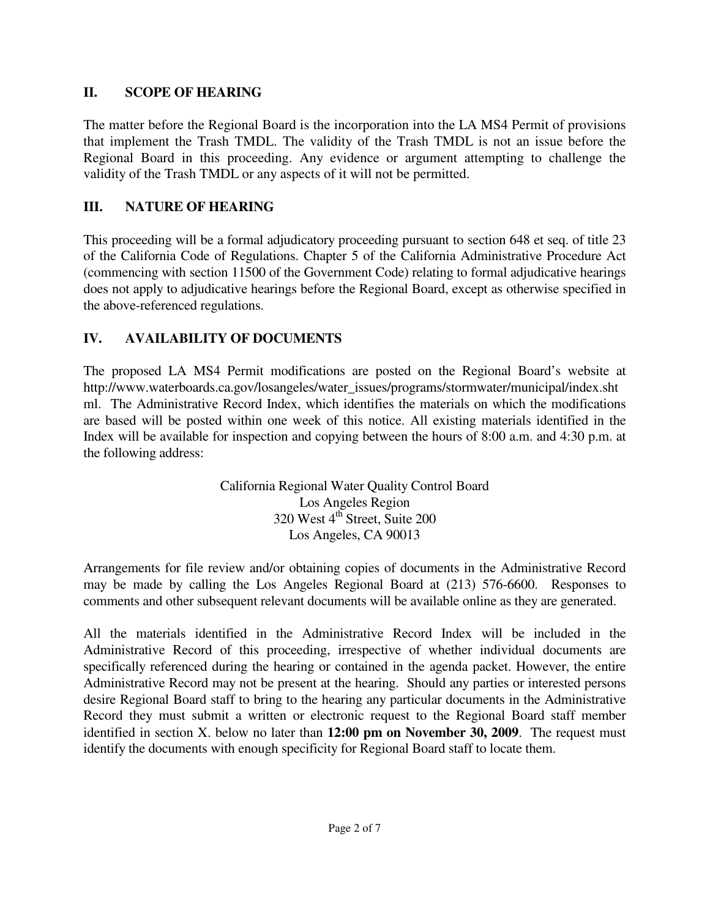## II. SCOPE OF HEARING

The matter before the Regional Board is the incorporation into the LA MS4 Permit of provisions that implement the Trash TMDL. The validity of the Trash TMDL is not an issue before the Regional Board in this proceeding. Any evidence or argument attempting to challenge the validity of the Trash TMDL or any aspects of it will not be permitted.

## III. NATURE OF HEARING

This proceeding will be a formal adjudicatory proceeding pursuant to section 648 et seq. of title 23 of the California Code of Regulations. Chapter 5 of the California Administrative Procedure Act (commencing with section 11500 of the Government Code) relating to formal adjudicative hearings does not apply to adjudicative hearings before the Regional Board, except as otherwise specified in the above-referenced regulations.

## IV. AVAILABILITY OF DOCUMENTS

The proposed LA MS4 Permit modifications are posted on the Regional Board's website at http://www.waterboards.ca.gov/losangeles/water_issues/programs/stormwater/municipal/index.shtml. The Administrative Record Index, which identifies the materials on which the modifications are based will be posted within one week of this notice. All existing materials identified in the Index will be available for inspection and copying between the hours of 8:00 a.m. and 4:30 p.m. at the following address:

California Regional Water Quality Control Board
Los Angeles Region
320 West 4th Street, Suite 200
Los Angeles, CA 90013

Arrangements for file review and/or obtaining copies of documents in the Administrative Record may be made by calling the Los Angeles Regional Board at (213) 576-6600. Responses to comments and other subsequent relevant documents will be available online as they are generated.

All the materials identified in the Administrative Record Index will be included in the Administrative Record of this proceeding, irrespective of whether individual documents are specifically referenced during the hearing or contained in the agenda packet. However, the entire Administrative Record may not be present at the hearing. Should any parties or interested persons desire Regional Board staff to bring to the hearing any particular documents in the Administrative Record they must submit a written or electronic request to the Regional Board staff member identified in section X. below no later than **12:00 pm on November 30, 2009**. The request must identify the documents with enough specificity for Regional Board staff to locate them.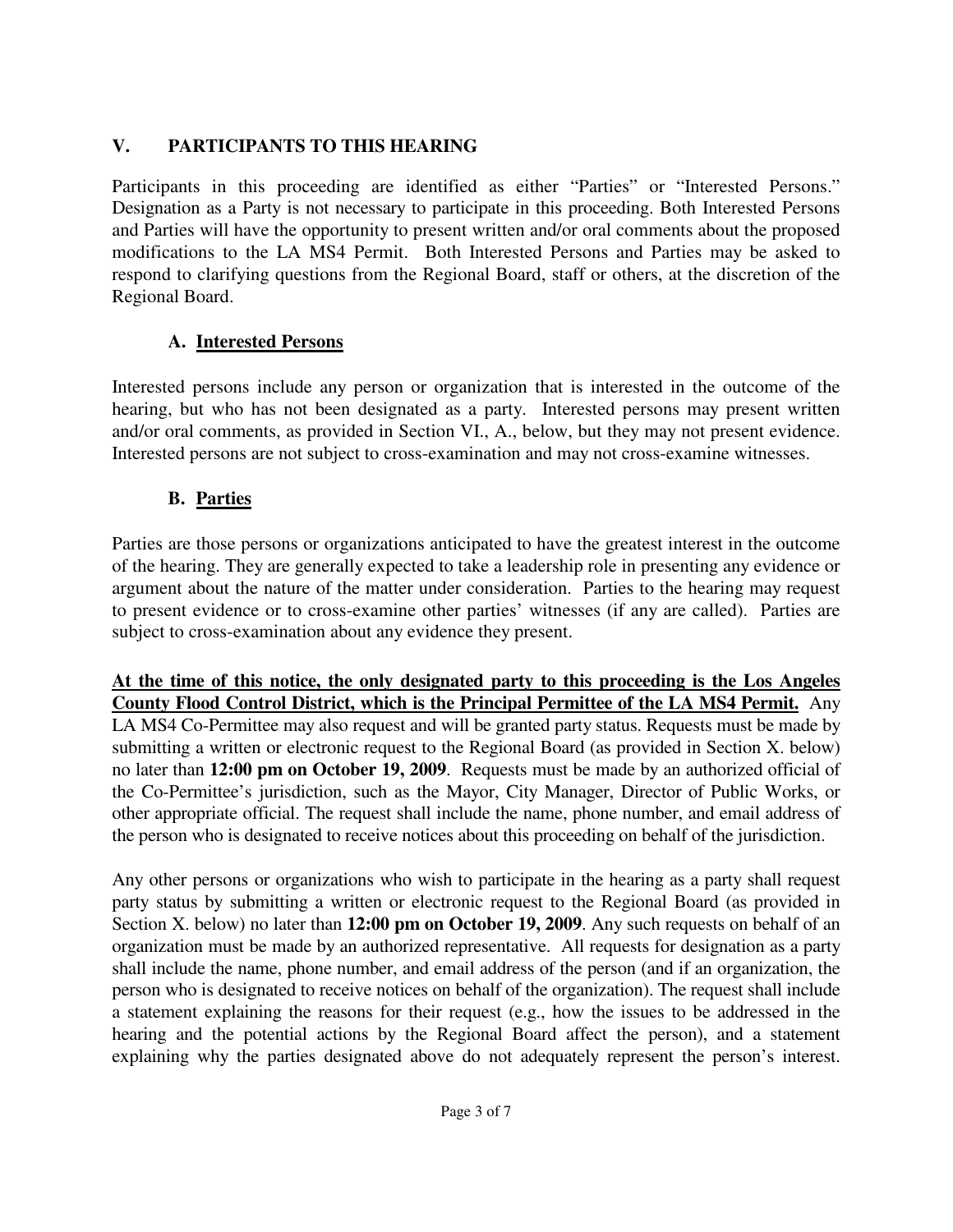## V. PARTICIPANTS TO THIS HEARING

Participants in this proceeding are identified as either "Parties" or "Interested Persons." Designation as a Party is not necessary to participate in this proceeding. Both Interested Persons and Parties will have the opportunity to present written and/or oral comments about the proposed modifications to the LA MS4 Permit. Both Interested Persons and Parties may be asked to respond to clarifying questions from the Regional Board, staff or others, at the discretion of the Regional Board.

### A. Interested Persons

Interested persons include any person or organization that is interested in the outcome of the hearing, but who has not been designated as a party. Interested persons may present written and/or oral comments, as provided in Section VI., A., below, but they may not present evidence. Interested persons are not subject to cross-examination and may not cross-examine witnesses.

### B. Parties

Parties are those persons or organizations anticipated to have the greatest interest in the outcome of the hearing. They are generally expected to take a leadership role in presenting any evidence or argument about the nature of the matter under consideration. Parties to the hearing may request to present evidence or to cross-examine other parties' witnesses (if any are called). Parties are subject to cross-examination about any evidence they present.

**At the time of this notice, the only designated party to this proceeding is the Los Angeles County Flood Control District, which is the Principal Permittee of the LA MS4 Permit.** Any LA MS4 Co-Permittee may also request and will be granted party status. Requests must be made by submitting a written or electronic request to the Regional Board (as provided in Section X. below) no later than **12:00 pm on October 19, 2009**. Requests must be made by an authorized official of the Co-Permittee's jurisdiction, such as the Mayor, City Manager, Director of Public Works, or other appropriate official. The request shall include the name, phone number, and email address of the person who is designated to receive notices about this proceeding on behalf of the jurisdiction.

Any other persons or organizations who wish to participate in the hearing as a party shall request party status by submitting a written or electronic request to the Regional Board (as provided in Section X. below) no later than **12:00 pm on October 19, 2009**. Any such requests on behalf of an organization must be made by an authorized representative. All requests for designation as a party shall include the name, phone number, and email address of the person (and if an organization, the person who is designated to receive notices on behalf of the organization). The request shall include a statement explaining the reasons for their request (e.g., how the issues to be addressed in the hearing and the potential actions by the Regional Board affect the person), and a statement explaining why the parties designated above do not adequately represent the person's interest.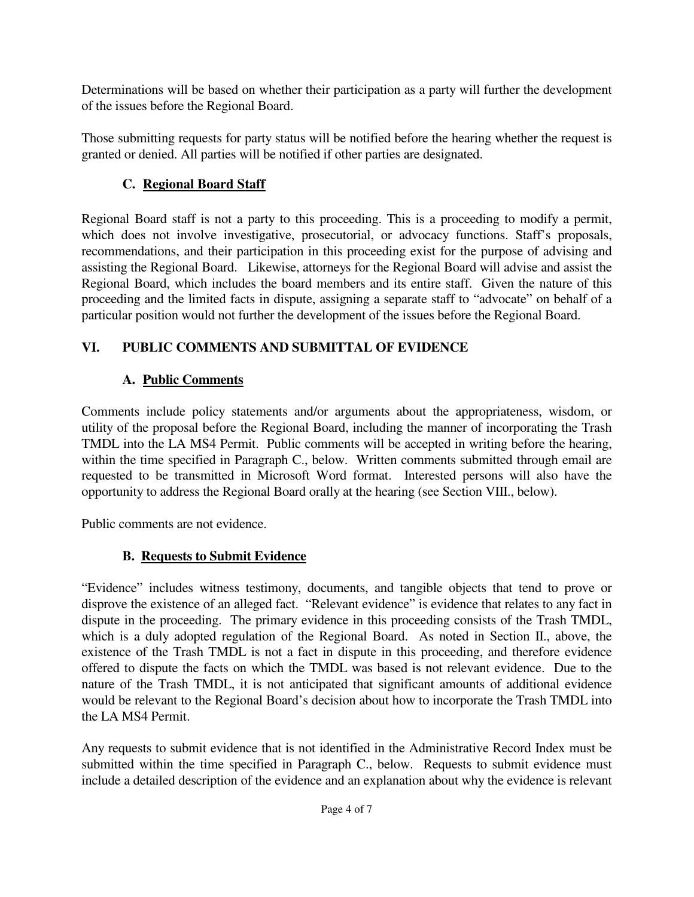Determinations will be based on whether their participation as a party will further the development of the issues before the Regional Board.

Those submitting requests for party status will be notified before the hearing whether the request is granted or denied. All parties will be notified if other parties are designated.

### C. Regional Board Staff

Regional Board staff is not a party to this proceeding. This is a proceeding to modify a permit, which does not involve investigative, prosecutorial, or advocacy functions. Staff's proposals, recommendations, and their participation in this proceeding exist for the purpose of advising and assisting the Regional Board. Likewise, attorneys for the Regional Board will advise and assist the Regional Board, which includes the board members and its entire staff. Given the nature of this proceeding and the limited facts in dispute, assigning a separate staff to "advocate" on behalf of a particular position would not further the development of the issues before the Regional Board.

## VI. PUBLIC COMMENTS AND SUBMITTAL OF EVIDENCE

### A. Public Comments

Comments include policy statements and/or arguments about the appropriateness, wisdom, or utility of the proposal before the Regional Board, including the manner of incorporating the Trash TMDL into the LA MS4 Permit. Public comments will be accepted in writing before the hearing, within the time specified in Paragraph C., below. Written comments submitted through email are requested to be transmitted in Microsoft Word format. Interested persons will also have the opportunity to address the Regional Board orally at the hearing (see Section VIII., below).

Public comments are not evidence.

### B. Requests to Submit Evidence

"Evidence" includes witness testimony, documents, and tangible objects that tend to prove or disprove the existence of an alleged fact. "Relevant evidence" is evidence that relates to any fact in dispute in the proceeding. The primary evidence in this proceeding consists of the Trash TMDL, which is a duly adopted regulation of the Regional Board. As noted in Section II., above, the existence of the Trash TMDL is not a fact in dispute in this proceeding, and therefore evidence offered to dispute the facts on which the TMDL was based is not relevant evidence. Due to the nature of the Trash TMDL, it is not anticipated that significant amounts of additional evidence would be relevant to the Regional Board's decision about how to incorporate the Trash TMDL into the LA MS4 Permit.

Any requests to submit evidence that is not identified in the Administrative Record Index must be submitted within the time specified in Paragraph C., below. Requests to submit evidence must include a detailed description of the evidence and an explanation about why the evidence is relevant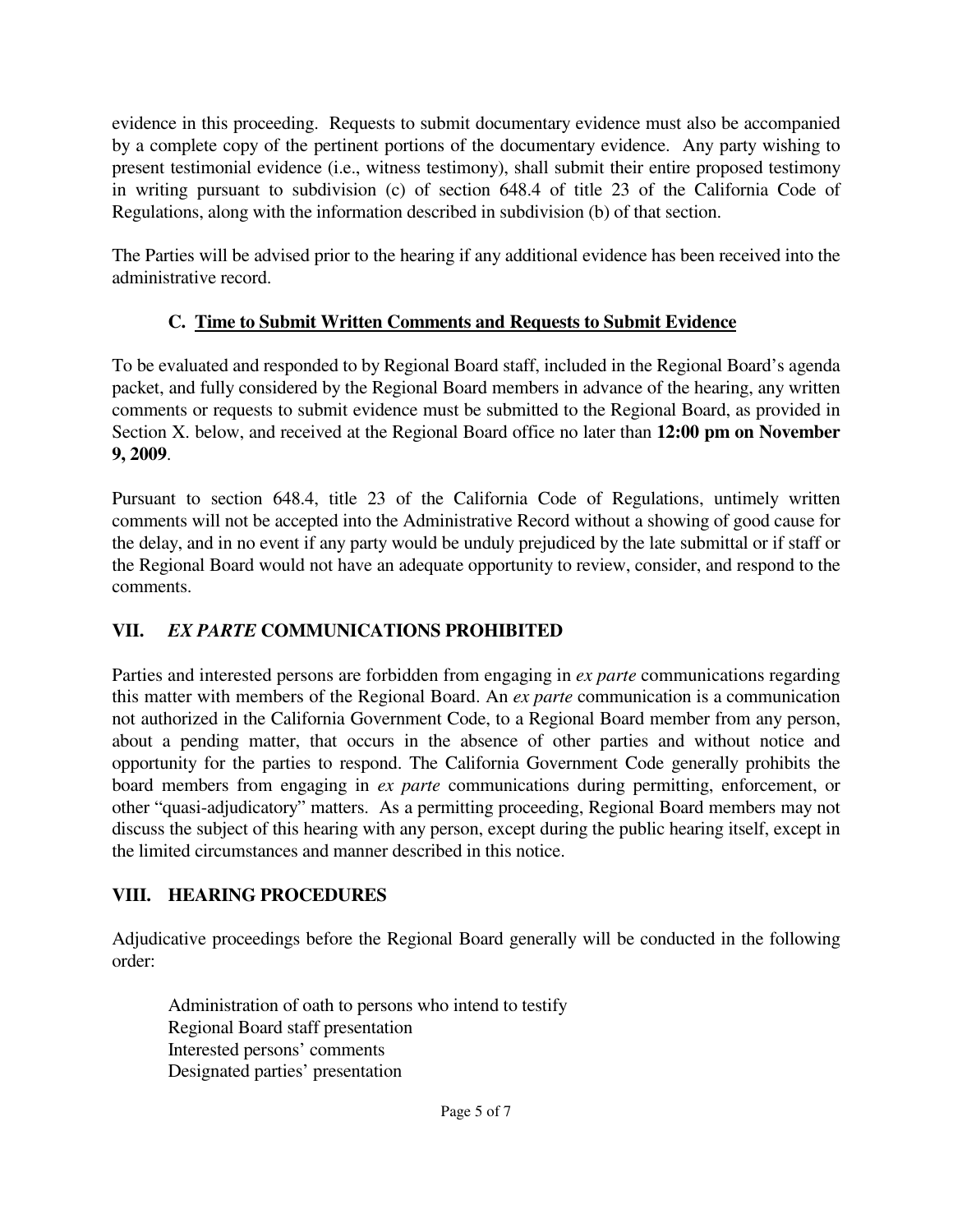evidence in this proceeding. Requests to submit documentary evidence must also be accompanied by a complete copy of the pertinent portions of the documentary evidence. Any party wishing to present testimonial evidence (i.e., witness testimony), shall submit their entire proposed testimony in writing pursuant to subdivision (c) of section 648.4 of title 23 of the California Code of Regulations, along with the information described in subdivision (b) of that section.

The Parties will be advised prior to the hearing if any additional evidence has been received into the administrative record.

### C. Time to Submit Written Comments and Requests to Submit Evidence

To be evaluated and responded to by Regional Board staff, included in the Regional Board's agenda packet, and fully considered by the Regional Board members in advance of the hearing, any written comments or requests to submit evidence must be submitted to the Regional Board, as provided in Section X. below, and received at the Regional Board office no later than **12:00 pm on November 9, 2009**.

Pursuant to section 648.4, title 23 of the California Code of Regulations, untimely written comments will not be accepted into the Administrative Record without a showing of good cause for the delay, and in no event if any party would be unduly prejudiced by the late submittal or if staff or the Regional Board would not have an adequate opportunity to review, consider, and respond to the comments.

## VII. *EX PARTE* COMMUNICATIONS PROHIBITED

Parties and interested persons are forbidden from engaging in *ex parte* communications regarding this matter with members of the Regional Board. An *ex parte* communication is a communication not authorized in the California Government Code, to a Regional Board member from any person, about a pending matter, that occurs in the absence of other parties and without notice and opportunity for the parties to respond. The California Government Code generally prohibits the board members from engaging in *ex parte* communications during permitting, enforcement, or other "quasi-adjudicatory" matters. As a permitting proceeding, Regional Board members may not discuss the subject of this hearing with any person, except during the public hearing itself, except in the limited circumstances and manner described in this notice.

## VIII. HEARING PROCEDURES

Adjudicative proceedings before the Regional Board generally will be conducted in the following order:

Administration of oath to persons who intend to testify
Regional Board staff presentation
Interested persons' comments
Designated parties' presentation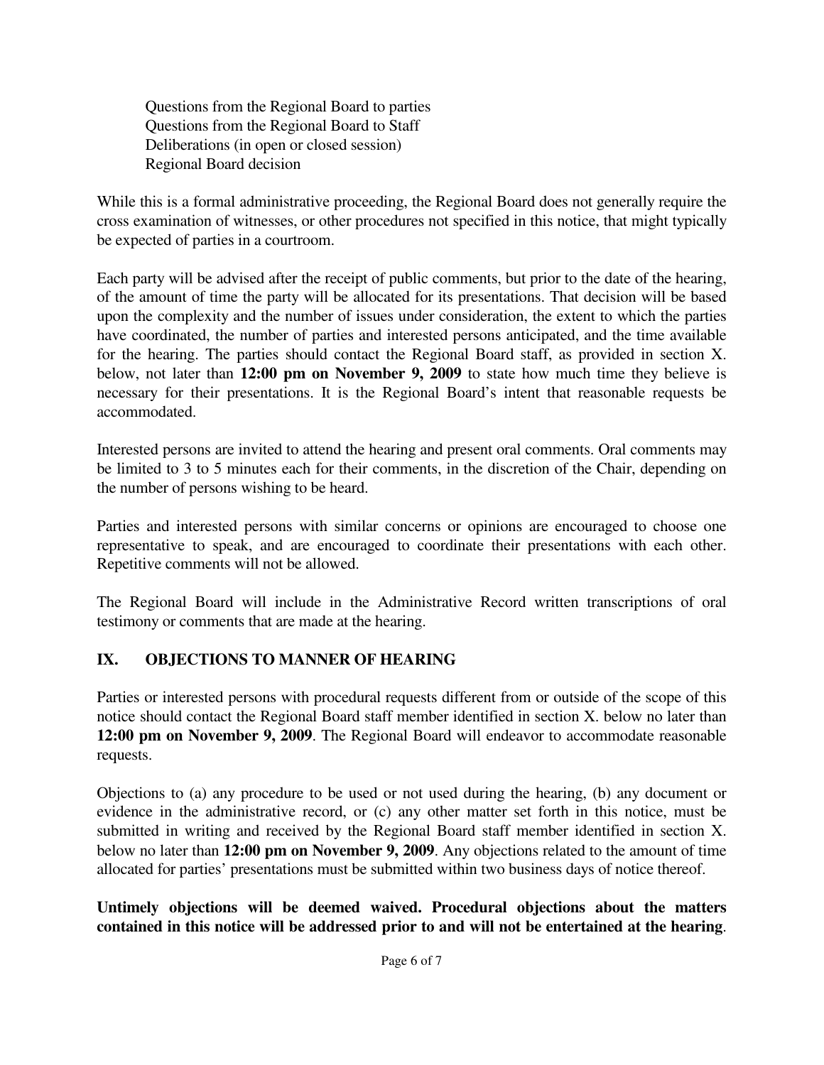Questions from the Regional Board to parties  
Questions from the Regional Board to Staff  
Deliberations (in open or closed session)  
Regional Board decision

While this is a formal administrative proceeding, the Regional Board does not generally require the cross examination of witnesses, or other procedures not specified in this notice, that might typically be expected of parties in a courtroom.

Each party will be advised after the receipt of public comments, but prior to the date of the hearing, of the amount of time the party will be allocated for its presentations. That decision will be based upon the complexity and the number of issues under consideration, the extent to which the parties have coordinated, the number of parties and interested persons anticipated, and the time available for the hearing. The parties should contact the Regional Board staff, as provided in section X. below, not later than **12:00 pm on November 9, 2009** to state how much time they believe is necessary for their presentations. It is the Regional Board's intent that reasonable requests be accommodated.

Interested persons are invited to attend the hearing and present oral comments. Oral comments may be limited to 3 to 5 minutes each for their comments, in the discretion of the Chair, depending on the number of persons wishing to be heard.

Parties and interested persons with similar concerns or opinions are encouraged to choose one representative to speak, and are encouraged to coordinate their presentations with each other. Repetitive comments will not be allowed.

The Regional Board will include in the Administrative Record written transcriptions of oral testimony or comments that are made at the hearing.

## IX. OBJECTIONS TO MANNER OF HEARING

Parties or interested persons with procedural requests different from or outside of the scope of this notice should contact the Regional Board staff member identified in section X. below no later than **12:00 pm on November 9, 2009**. The Regional Board will endeavor to accommodate reasonable requests.

Objections to (a) any procedure to be used or not used during the hearing, (b) any document or evidence in the administrative record, or (c) any other matter set forth in this notice, must be submitted in writing and received by the Regional Board staff member identified in section X. below no later than **12:00 pm on November 9, 2009**. Any objections related to the amount of time allocated for parties' presentations must be submitted within two business days of notice thereof.

**Untimely objections will be deemed waived. Procedural objections about the matters contained in this notice will be addressed prior to and will not be entertained at the hearing**.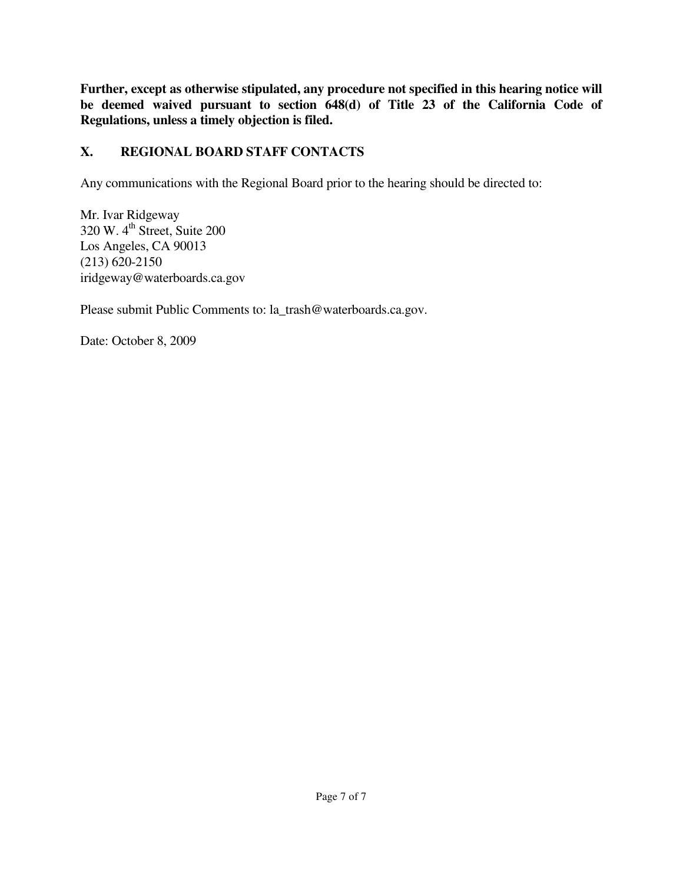**Further, except as otherwise stipulated, any procedure not specified in this hearing notice will be deemed waived pursuant to section 648(d) of Title 23 of the California Code of Regulations, unless a timely objection is filed.**

## X. REGIONAL BOARD STAFF CONTACTS

Any communications with the Regional Board prior to the hearing should be directed to:

Mr. Ivar Ridgeway
320 W. 4th Street, Suite 200
Los Angeles, CA 90013
(213) 620-2150
iridgeway@waterboards.ca.gov

Please submit Public Comments to: la_trash@waterboards.ca.gov.

Date: October 8, 2009